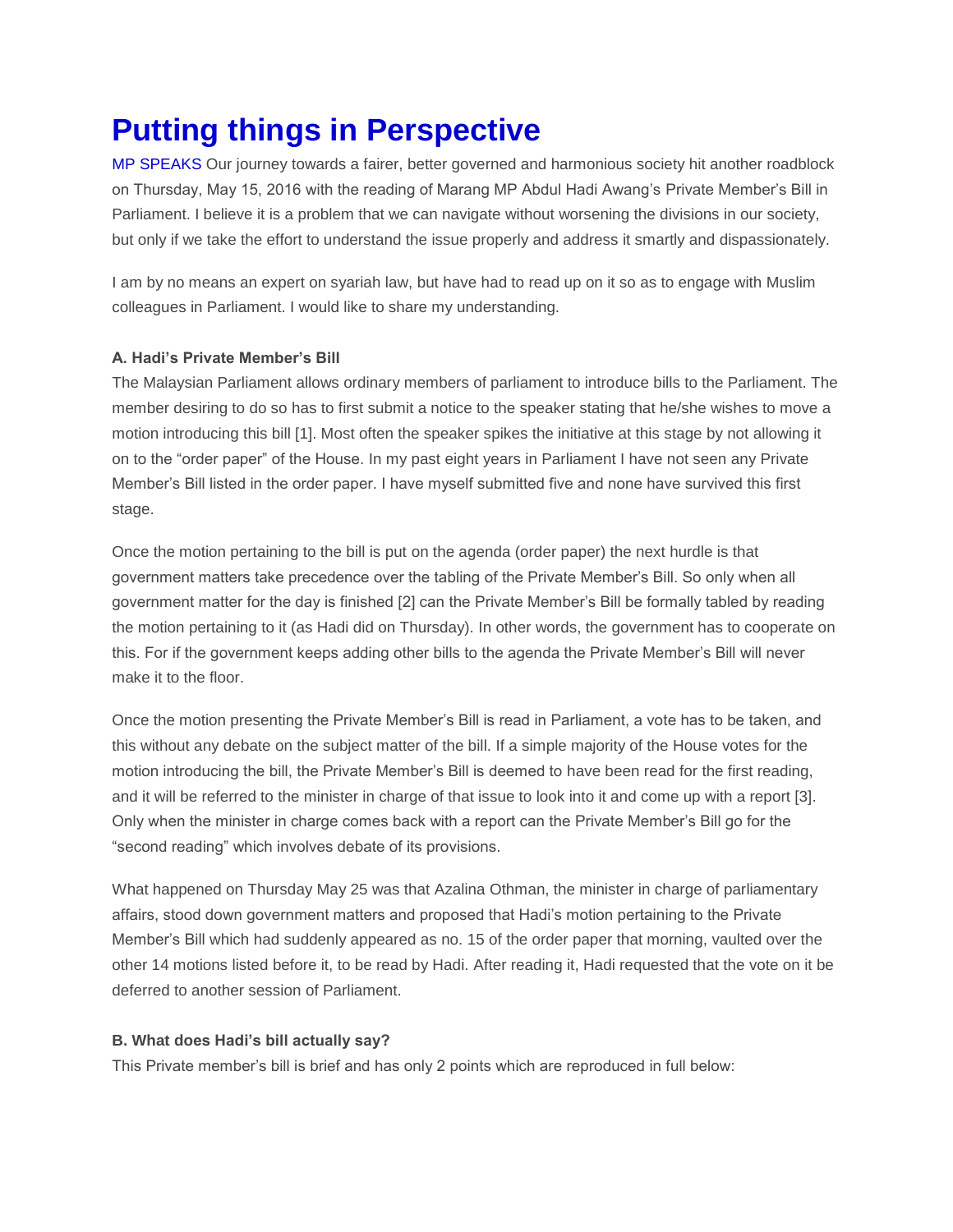# Putting things in Perspective

MP SPEAKS Our journey towards a fairer, better governed and harmonious society hit another roadblock on Thursday, May 15, 2016 with the reading of Marang MP Abdul Hadi Awang's Private Member's Bill in Parliament. I believe it is a problem that we can navigate without worsening the divisions in our society, but only if we take the effort to understand the issue properly and address it smartly and dispassionately.

I am by no means an expert on syariah law, but have had to read up on it so as to engage with Muslim colleagues in Parliament. I would like to share my understanding.

**A. Hadi's Private Member's Bill**

The Malaysian Parliament allows ordinary members of parliament to introduce bills to the Parliament. The member desiring to do so has to first submit a notice to the speaker stating that he/she wishes to move a motion introducing this bill [1]. Most often the speaker spikes the initiative at this stage by not allowing it on to the "order paper" of the House. In my past eight years in Parliament I have not seen any Private Member's Bill listed in the order paper. I have myself submitted five and none have survived this first stage.

Once the motion pertaining to the bill is put on the agenda (order paper) the next hurdle is that government matters take precedence over the tabling of the Private Member's Bill. So only when all government matter for the day is finished [2] can the Private Member's Bill be formally tabled by reading the motion pertaining to it (as Hadi did on Thursday). In other words, the government has to cooperate on this. For if the government keeps adding other bills to the agenda the Private Member's Bill will never make it to the floor.

Once the motion presenting the Private Member's Bill is read in Parliament, a vote has to be taken, and this without any debate on the subject matter of the bill. If a simple majority of the House votes for the motion introducing the bill, the Private Member's Bill is deemed to have been read for the first reading, and it will be referred to the minister in charge of that issue to look into it and come up with a report [3]. Only when the minister in charge comes back with a report can the Private Member's Bill go for the "second reading" which involves debate of its provisions.

What happened on Thursday May 25 was that Azalina Othman, the minister in charge of parliamentary affairs, stood down government matters and proposed that Hadi's motion pertaining to the Private Member's Bill which had suddenly appeared as no. 15 of the order paper that morning, vaulted over the other 14 motions listed before it, to be read by Hadi. After reading it, Hadi requested that the vote on it be deferred to another session of Parliament.

**B. What does Hadi's bill actually say?**

This Private member's bill is brief and has only 2 points which are reproduced in full below: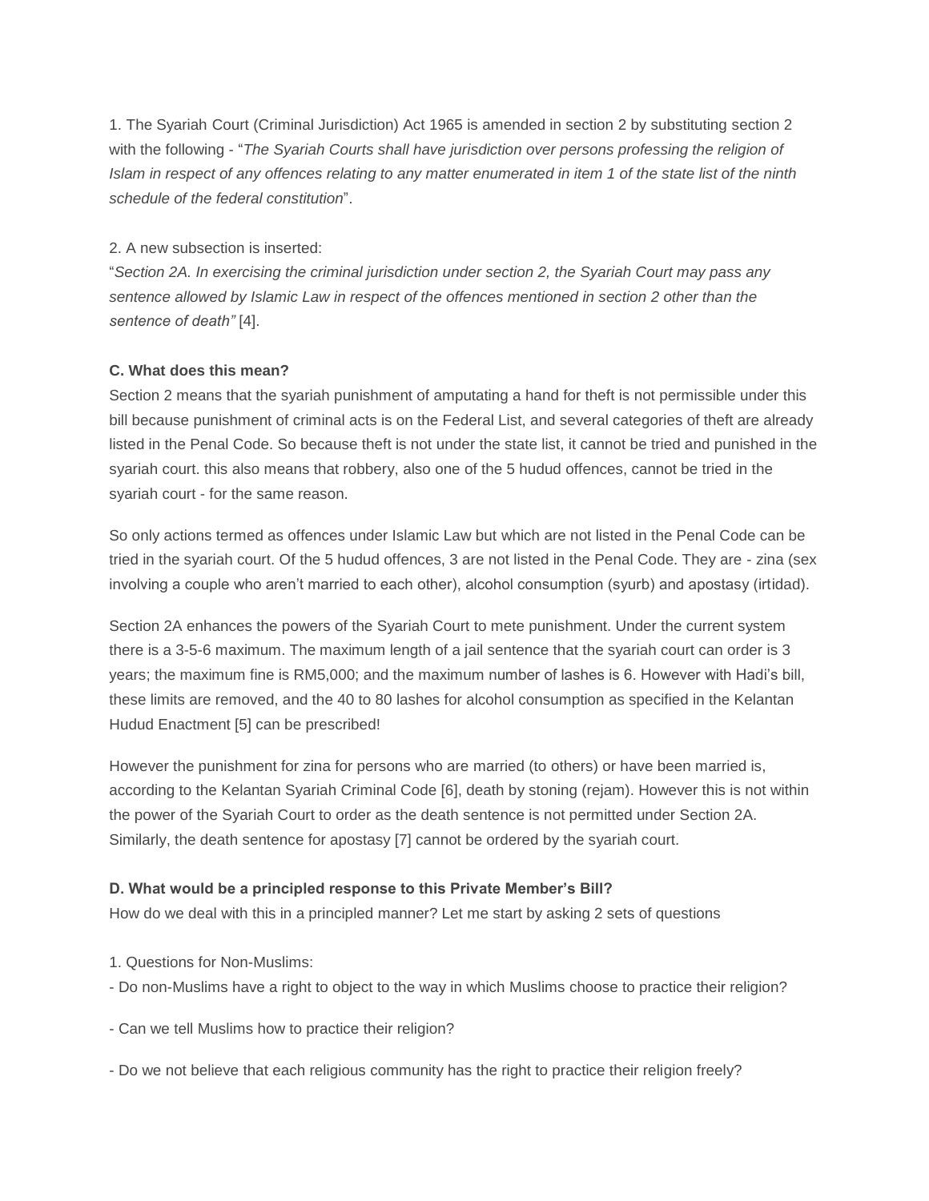1. The Syariah Court (Criminal Jurisdiction) Act 1965 is amended in section 2 by substituting section 2 with the following - "*The Syariah Courts shall have jurisdiction over persons professing the religion of Islam in respect of any offences relating to any matter enumerated in item 1 of the state list of the ninth schedule of the federal constitution*".

2. A new subsection is inserted:
"*Section 2A. In exercising the criminal jurisdiction under section 2, the Syariah Court may pass any sentence allowed by Islamic Law in respect of the offences mentioned in section 2 other than the sentence of death"* [4].

**C. What does this mean?**
Section 2 means that the syariah punishment of amputating a hand for theft is not permissible under this bill because punishment of criminal acts is on the Federal List, and several categories of theft are already listed in the Penal Code. So because theft is not under the state list, it cannot be tried and punished in the syariah court. this also means that robbery, also one of the 5 hudud offences, cannot be tried in the syariah court - for the same reason.

So only actions termed as offences under Islamic Law but which are not listed in the Penal Code can be tried in the syariah court. Of the 5 hudud offences, 3 are not listed in the Penal Code. They are - zina (sex involving a couple who aren't married to each other), alcohol consumption (syurb) and apostasy (irtidad).

Section 2A enhances the powers of the Syariah Court to mete punishment. Under the current system there is a 3-5-6 maximum. The maximum length of a jail sentence that the syariah court can order is 3 years; the maximum fine is RM5,000; and the maximum number of lashes is 6. However with Hadi's bill, these limits are removed, and the 40 to 80 lashes for alcohol consumption as specified in the Kelantan Hudud Enactment [5] can be prescribed!

However the punishment for zina for persons who are married (to others) or have been married is, according to the Kelantan Syariah Criminal Code [6], death by stoning (rejam). However this is not within the power of the Syariah Court to order as the death sentence is not permitted under Section 2A. Similarly, the death sentence for apostasy [7] cannot be ordered by the syariah court.

**D. What would be a principled response to this Private Member's Bill?**
How do we deal with this in a principled manner? Let me start by asking 2 sets of questions

1. Questions for Non-Muslims:
- Do non-Muslims have a right to object to the way in which Muslims choose to practice their religion?

- Can we tell Muslims how to practice their religion?

- Do we not believe that each religious community has the right to practice their religion freely?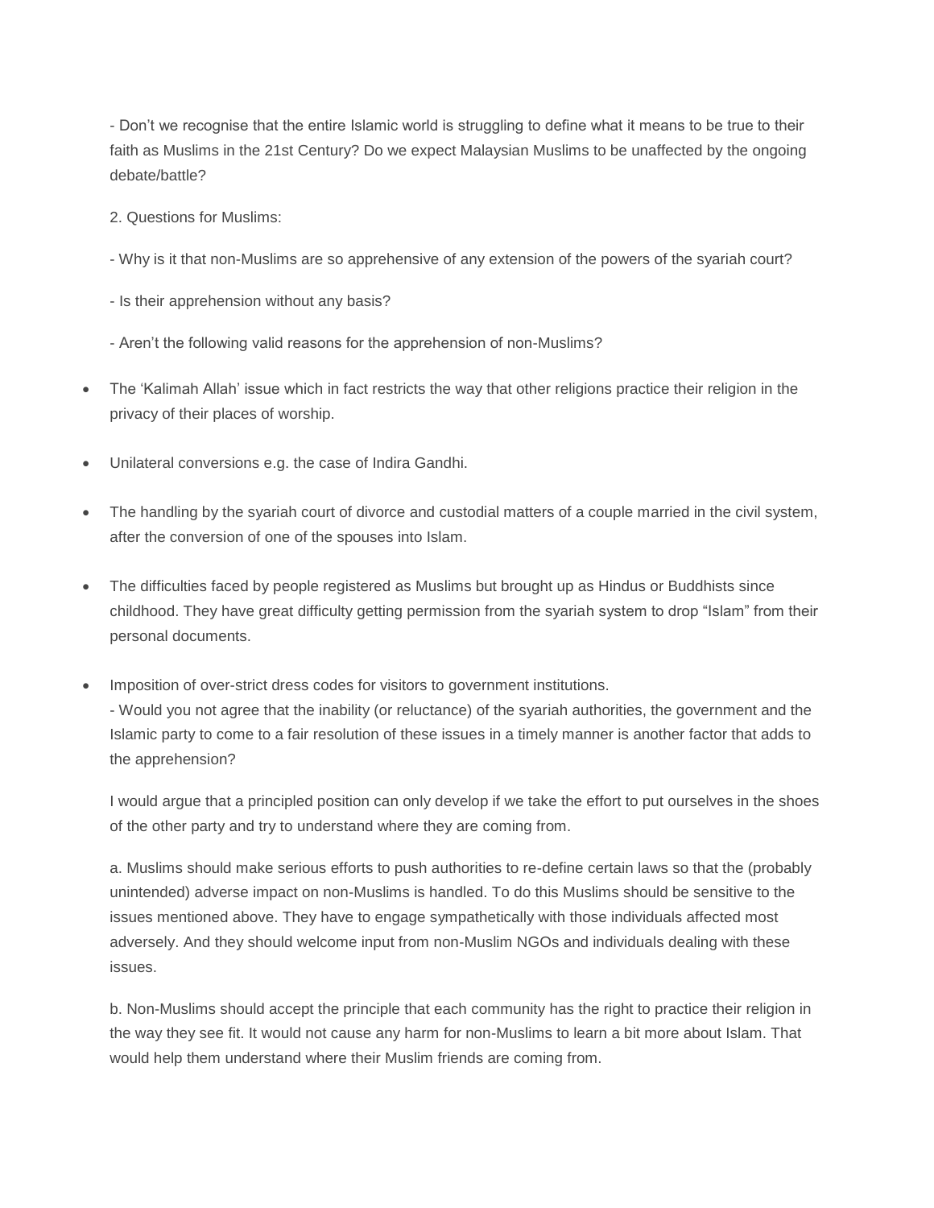- Don't we recognise that the entire Islamic world is struggling to define what it means to be true to their faith as Muslims in the 21st Century? Do we expect Malaysian Muslims to be unaffected by the ongoing debate/battle?

2. Questions for Muslims:

- Why is it that non-Muslims are so apprehensive of any extension of the powers of the syariah court?

- Is their apprehension without any basis?

- Aren't the following valid reasons for the apprehension of non-Muslims?

- The 'Kalimah Allah' issue which in fact restricts the way that other religions practice their religion in the privacy of their places of worship.
- Unilateral conversions e.g. the case of Indira Gandhi.
- The handling by the syariah court of divorce and custodial matters of a couple married in the civil system, after the conversion of one of the spouses into Islam.
- The difficulties faced by people registered as Muslims but brought up as Hindus or Buddhists since childhood. They have great difficulty getting permission from the syariah system to drop "Islam" from their personal documents.
- Imposition of over-strict dress codes for visitors to government institutions.
  - Would you not agree that the inability (or reluctance) of the syariah authorities, the government and the Islamic party to come to a fair resolution of these issues in a timely manner is another factor that adds to the apprehension?

I would argue that a principled position can only develop if we take the effort to put ourselves in the shoes of the other party and try to understand where they are coming from.

a. Muslims should make serious efforts to push authorities to re-define certain laws so that the (probably unintended) adverse impact on non-Muslims is handled. To do this Muslims should be sensitive to the issues mentioned above. They have to engage sympathetically with those individuals affected most adversely. And they should welcome input from non-Muslim NGOs and individuals dealing with these issues.

b. Non-Muslims should accept the principle that each community has the right to practice their religion in the way they see fit. It would not cause any harm for non-Muslims to learn a bit more about Islam. That would help them understand where their Muslim friends are coming from.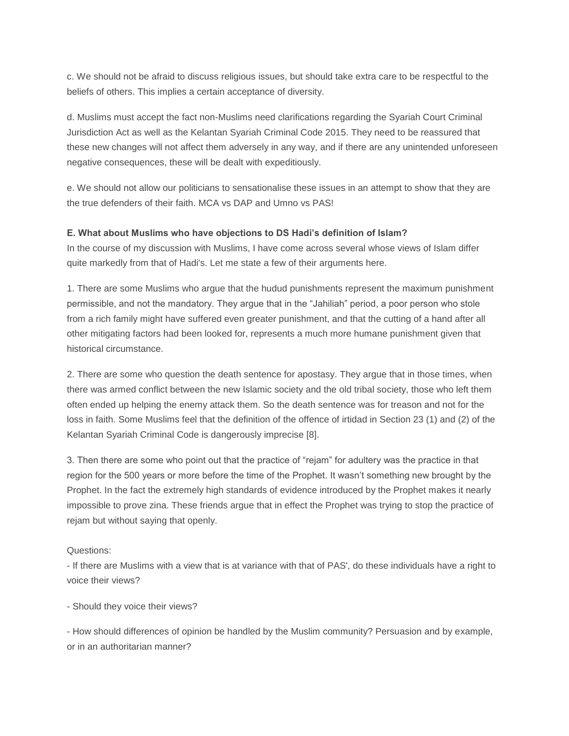c. We should not be afraid to discuss religious issues, but should take extra care to be respectful to the beliefs of others. This implies a certain acceptance of diversity.

d. Muslims must accept the fact non-Muslims need clarifications regarding the Syariah Court Criminal Jurisdiction Act as well as the Kelantan Syariah Criminal Code 2015. They need to be reassured that these new changes will not affect them adversely in any way, and if there are any unintended unforeseen negative consequences, these will be dealt with expeditiously.

e. We should not allow our politicians to sensationalise these issues in an attempt to show that they are the true defenders of their faith. MCA vs DAP and Umno vs PAS!

**E. What about Muslims who have objections to DS Hadi's definition of Islam?**

In the course of my discussion with Muslims, I have come across several whose views of Islam differ quite markedly from that of Hadi's. Let me state a few of their arguments here.

1. There are some Muslims who argue that the hudud punishments represent the maximum punishment permissible, and not the mandatory. They argue that in the "Jahiliah" period, a poor person who stole from a rich family might have suffered even greater punishment, and that the cutting of a hand after all other mitigating factors had been looked for, represents a much more humane punishment given that historical circumstance.

2. There are some who question the death sentence for apostasy. They argue that in those times, when there was armed conflict between the new Islamic society and the old tribal society, those who left them often ended up helping the enemy attack them. So the death sentence was for treason and not for the loss in faith. Some Muslims feel that the definition of the offence of irtidad in Section 23 (1) and (2) of the Kelantan Syariah Criminal Code is dangerously imprecise [8].

3. Then there are some who point out that the practice of "rejam" for adultery was the practice in that region for the 500 years or more before the time of the Prophet. It wasn't something new brought by the Prophet. In the fact the extremely high standards of evidence introduced by the Prophet makes it nearly impossible to prove zina. These friends argue that in effect the Prophet was trying to stop the practice of rejam but without saying that openly.

Questions:

- If there are Muslims with a view that is at variance with that of PAS', do these individuals have a right to voice their views?

- Should they voice their views?

- How should differences of opinion be handled by the Muslim community? Persuasion and by example, or in an authoritarian manner?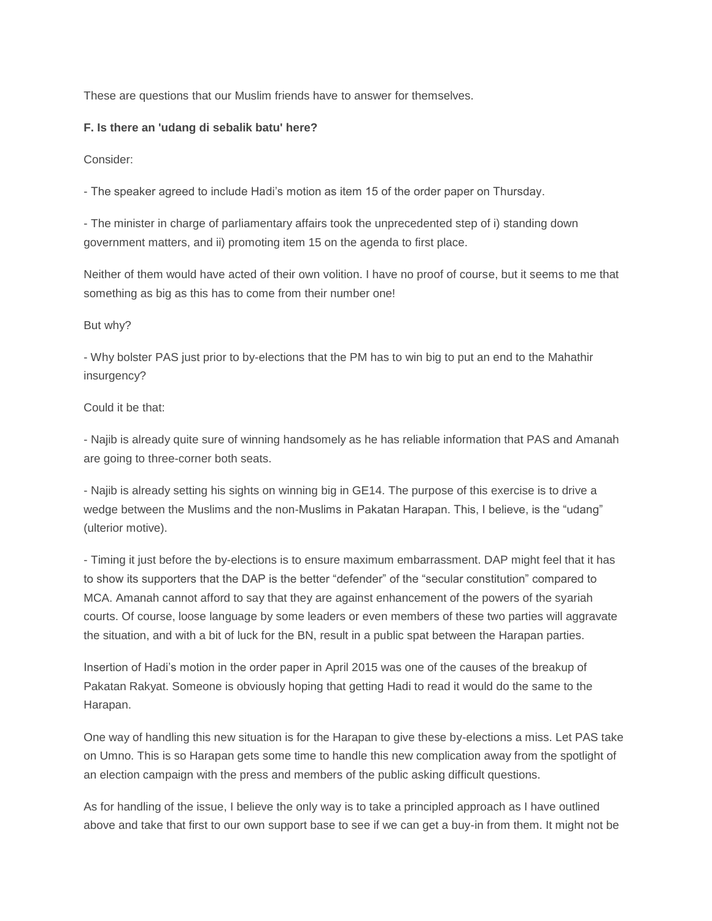These are questions that our Muslim friends have to answer for themselves.

**F. Is there an 'udang di sebalik batu' here?**

Consider:

- The speaker agreed to include Hadi's motion as item 15 of the order paper on Thursday.

- The minister in charge of parliamentary affairs took the unprecedented step of i) standing down government matters, and ii) promoting item 15 on the agenda to first place.

Neither of them would have acted of their own volition. I have no proof of course, but it seems to me that something as big as this has to come from their number one!

But why?

- Why bolster PAS just prior to by-elections that the PM has to win big to put an end to the Mahathir insurgency?

Could it be that:

- Najib is already quite sure of winning handsomely as he has reliable information that PAS and Amanah are going to three-corner both seats.

- Najib is already setting his sights on winning big in GE14. The purpose of this exercise is to drive a wedge between the Muslims and the non-Muslims in Pakatan Harapan. This, I believe, is the "udang" (ulterior motive).

- Timing it just before the by-elections is to ensure maximum embarrassment. DAP might feel that it has to show its supporters that the DAP is the better "defender" of the "secular constitution" compared to MCA. Amanah cannot afford to say that they are against enhancement of the powers of the syariah courts. Of course, loose language by some leaders or even members of these two parties will aggravate the situation, and with a bit of luck for the BN, result in a public spat between the Harapan parties.

Insertion of Hadi's motion in the order paper in April 2015 was one of the causes of the breakup of Pakatan Rakyat. Someone is obviously hoping that getting Hadi to read it would do the same to the Harapan.

One way of handling this new situation is for the Harapan to give these by-elections a miss. Let PAS take on Umno. This is so Harapan gets some time to handle this new complication away from the spotlight of an election campaign with the press and members of the public asking difficult questions.

As for handling of the issue, I believe the only way is to take a principled approach as I have outlined above and take that first to our own support base to see if we can get a buy-in from them. It might not be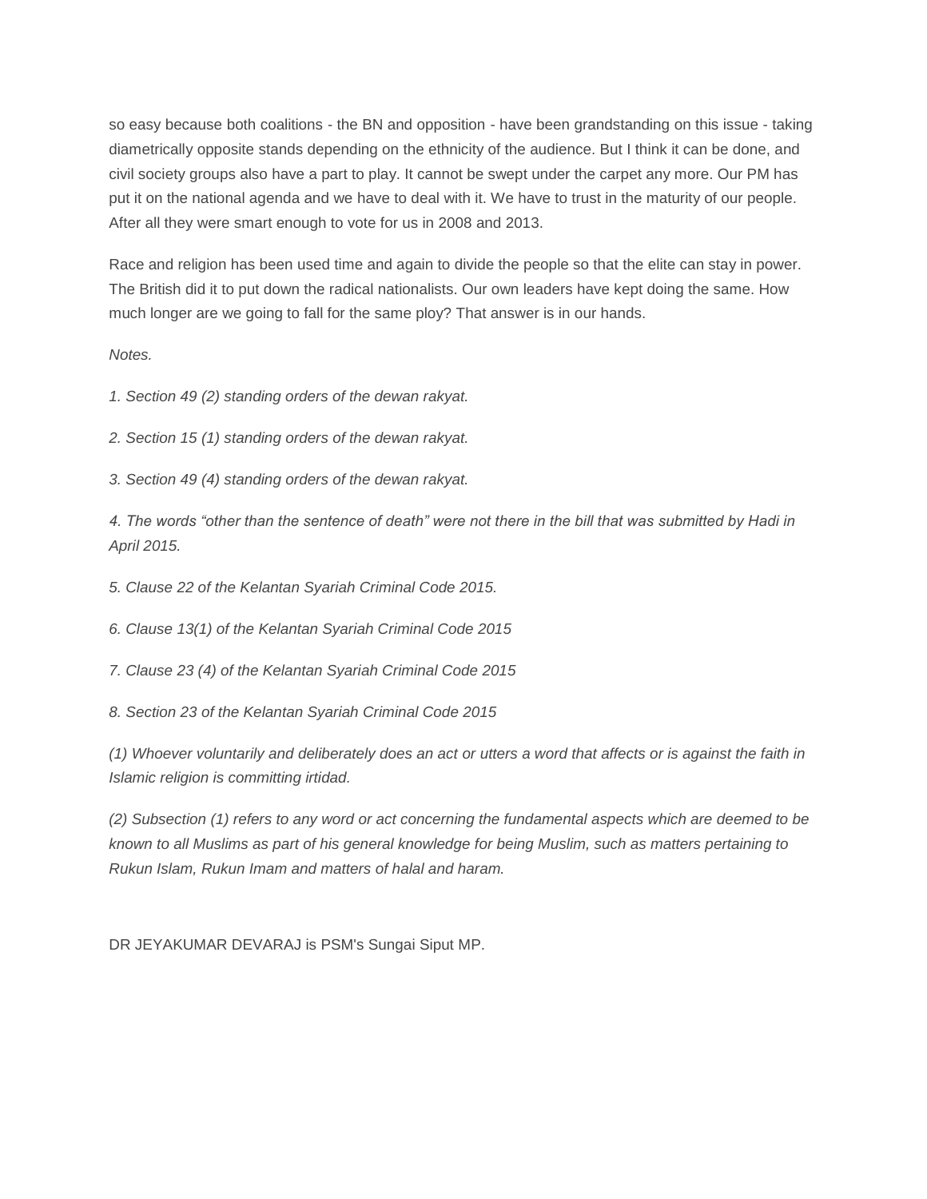so easy because both coalitions - the BN and opposition - have been grandstanding on this issue - taking diametrically opposite stands depending on the ethnicity of the audience. But I think it can be done, and civil society groups also have a part to play. It cannot be swept under the carpet any more. Our PM has put it on the national agenda and we have to deal with it. We have to trust in the maturity of our people. After all they were smart enough to vote for us in 2008 and 2013.

Race and religion has been used time and again to divide the people so that the elite can stay in power. The British did it to put down the radical nationalists. Our own leaders have kept doing the same. How much longer are we going to fall for the same ploy? That answer is in our hands.

*Notes.*

*1. Section 49 (2) standing orders of the dewan rakyat.*

*2. Section 15 (1) standing orders of the dewan rakyat.*

*3. Section 49 (4) standing orders of the dewan rakyat.*

*4. The words “other than the sentence of death” were not there in the bill that was submitted by Hadi in April 2015.*

*5. Clause 22 of the Kelantan Syariah Criminal Code 2015.*

*6. Clause 13(1) of the Kelantan Syariah Criminal Code 2015*

*7. Clause 23 (4) of the Kelantan Syariah Criminal Code 2015*

*8. Section 23 of the Kelantan Syariah Criminal Code 2015*

*(1) Whoever voluntarily and deliberately does an act or utters a word that affects or is against the faith in Islamic religion is committing irtidad.*

*(2) Subsection (1) refers to any word or act concerning the fundamental aspects which are deemed to be known to all Muslims as part of his general knowledge for being Muslim, such as matters pertaining to Rukun Islam, Rukun Imam and matters of halal and haram.*

DR JEYAKUMAR DEVARAJ is PSM's Sungai Siput MP.